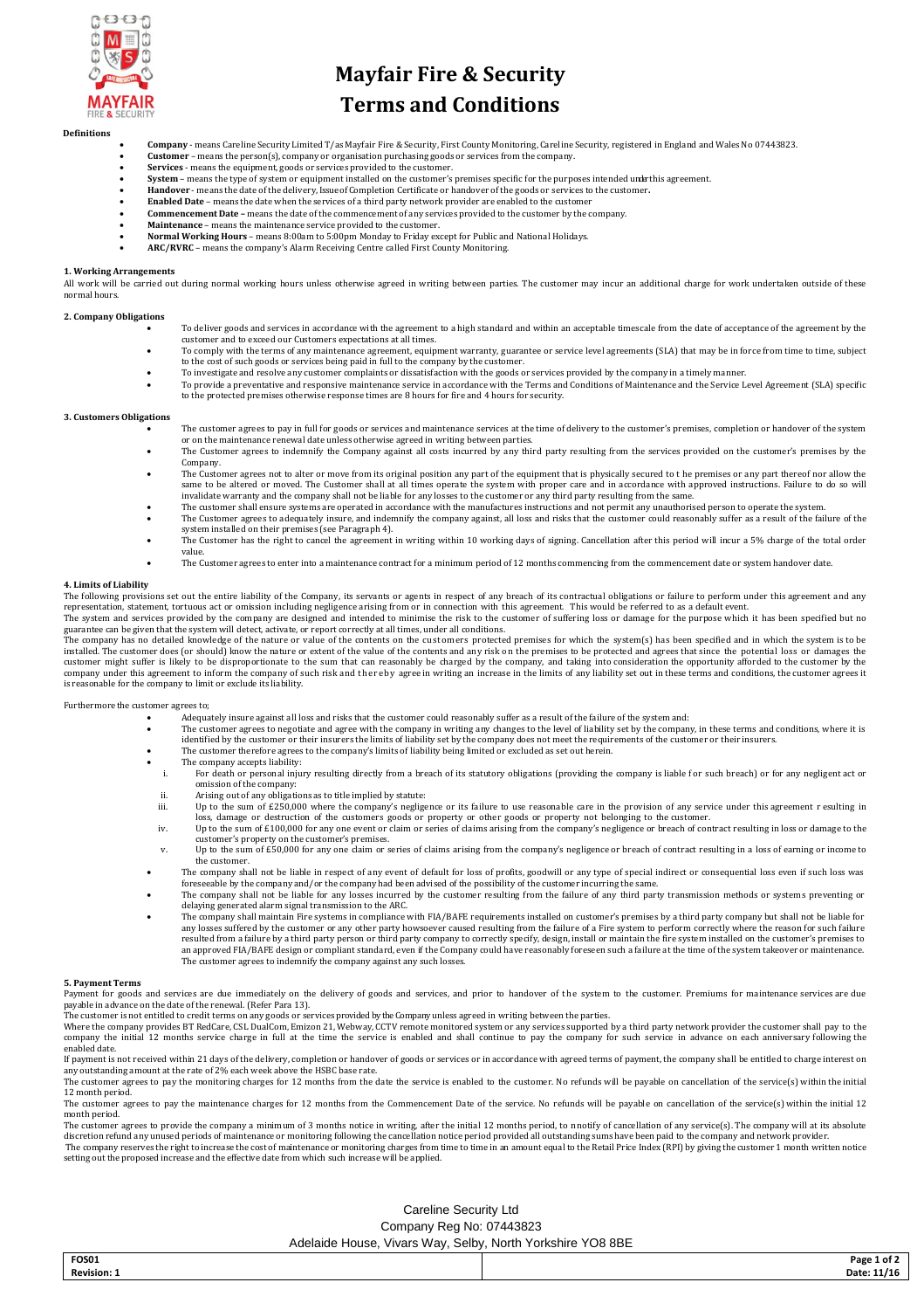# Mayfair Fire & Security

# Terms and Conditions

**Definitions**

- **Company** - means Careline Security Limited T/as Mayfair Fire & Security, First County Monitoring, Careline Security, registered in England and Wales No 07443823.
- **Customer** – means the person(s), company or organisation purchasing goods or services from the company.
- **Services** - means the equipment, goods or services provided to the customer.
- **System** – means the type of system or equipment installed on the customer's premises specific for the purposes intended under this agreement.
- **Handover** - means the date of the delivery, Issue of Completion Certificate or handover of the goods or services to the customer.
- **Enabled Date** – means the date when the services of a third party network provider are enabled to the customer
- **Commencement Date** – means the date of the commencement of any services provided to the customer by the company.
- **Maintenance** – means the maintenance service provided to the customer.
- **Normal Working Hours** – means 8:00am to 5:00pm Monday to Friday except for Public and National Holidays.
- **ARC/RVRC** – means the company's Alarm Receiving Centre called First County Monitoring.

**1. Working Arrangements**

All work will be carried out during normal working hours unless otherwise agreed in writing between parties. The customer may incur an additional charge for work undertaken outside of these normal hours.

**2. Company Obligations**

- To deliver goods and services in accordance with the agreement to a high standard and within an acceptable timescale from the date of acceptance of the agreement by the customer and to exceed our Customers expectations at all times.
- To comply with the terms of any maintenance agreement, equipment warranty, guarantee or service level agreements (SLA) that may be in force from time to time, subject to the cost of such goods or services being paid in full to the company by the customer.
- To investigate and resolve any customer complaints or dissatisfaction with the goods or services provided by the company in a timely manner.
- To provide a preventative and responsive maintenance service in accordance with the Terms and Conditions of Maintenance and the Service Level Agreement (SLA) specific to the protected premises otherwise response times are 8 hours for fire and 4 hours for security.

**3. Customers Obligations**

- The customer agrees to pay in full for goods or services and maintenance services at the time of delivery to the customer's premises, completion or handover of the system or on the maintenance renewal date unless otherwise agreed in writing between parties.
- The Customer agrees to indemnify the Company against all costs incurred by any third party resulting from the services provided on the customer's premises by the Company.
- The Customer agrees not to alter or move from its original position any part of the equipment that is physically secured to the premises or any part thereof nor allow the same to be altered or moved. The Customer shall at all times operate the system with proper care and in accordance with approved instructions. Failure to do so will invalidate warranty and the company shall not be liable for any losses to the customer or any third party resulting from the same.
- The customer shall ensure systems are operated in accordance with the manufactures instructions and not permit any unauthorised person to operate the system.
- The Customer agrees to adequately insure, and indemnify the company against, all loss and risks that the customer could reasonably suffer as a result of the failure of the system installed on their premises (see Paragraph 4).
- The Customer has the right to cancel the agreement in writing within 10 working days of signing. Cancellation after this period will incur a 5% charge of the total order value.
- The Customer agrees to enter into a maintenance contract for a minimum period of 12 months commencing from the commencement date or system handover date.

**4. Limits of Liability**

The following provisions set out the entire liability of the Company, its servants or agents in respect of any breach of its contractual obligations or failure to perform under this agreement and any representation, statement, tortuous act or omission including negligence arising from or in connection with this agreement. This would be referred to as a default event.

The system and services provided by the company are designed and intended to minimise the risk to the customer of suffering loss or damage for the purpose which it has been specified but no guarantee can be given that the system will detect, activate, or report correctly at all times, under all conditions.

The company has no detailed knowledge of the nature or value of the contents on the customers protected premises for which the system(s) has been specified and in which the system is to be installed. The customer does (or should) know the nature or extent of the value of the contents and any risk on the premises to be protected and agrees that since the potential loss or damages the customer might suffer is likely to be disproportionate to the sum that can reasonably be charged by the company, and taking into consideration the opportunity afforded to the customer by the company under this agreement to inform the company of such risk and thereby agree in writing an increase in the limits of any liability set out in these terms and conditions, the customer agrees it is reasonable for the company to limit or exclude its liability.

Furthermore the customer agrees to;

- Adequately insure against all loss and risks that the customer could reasonably suffer as a result of the failure of the system and:
- The customer agrees to negotiate and agree with the company in writing any changes to the level of liability set by the company, in these terms and conditions, where it is identified by the customer or their insurers the limits of liability set by the company does not meet the requirements of the customer or their insurers.
- The customer therefore agrees to the company's limits of liability being limited or excluded as set out herein.
- The company accepts liability:
  1. For death or personal injury resulting directly from a breach of its statutory obligations (providing the company is liable for such breach) or for any negligent act or omission of the company:
  2. Arising out of any obligations as to title implied by statute:
  3. Up to the sum of £250,000 where the company's negligence or its failure to use reasonable care in the provision of any service under this agreement resulting in loss, damage or destruction of the customers goods or property or other goods or property not belonging to the customer.
  4. Up to the sum of £100,000 for any one event or claim or series of claims arising from the company's negligence or breach of contract resulting in loss or damage to the customer's property on the customer's premises.
  5. Up to the sum of £50,000 for any one claim or series of claims arising from the company's negligence or breach of contract resulting in a loss of earning or income to the customer.
- The company shall not be liable in respect of any event of default for loss of profits, goodwill or any type of special indirect or consequential loss even if such loss was foreseeable by the company and/or the company had been advised of the possibility of the customer incurring the same.
- The company shall not be liable for any losses incurred by the customer resulting from the failure of any third party transmission methods or systems preventing or delaying generated alarm signal transmission to the ARC.
- The company shall maintain Fire systems in compliance with FIA/BAFE requirements installed on customer's premises by a third party company but shall not be liable for any losses suffered by the customer or any other party howsoever caused resulting from the failure of a Fire system to perform correctly where the reason for such failure resulted from a failure by a third party person or third party company to correctly specify, design, install or maintain the fire system installed on the customer's premises to an approved FIA/BAFE design or compliant standard, even if the Company could have reasonably foreseen such a failure at the time of the system takeover or maintenance. The customer agrees to indemnify the company against any such losses.

**5. Payment Terms**

Payment for goods and services are due immediately on the delivery of goods and services, and prior to handover of the system to the customer. Premiums for maintenance services are due payable in advance on the date of the renewal. (Refer Para 13).

The customer is not entitled to credit terms on any goods or services provided by the Company unless agreed in writing between the parties.

Where the company provides BT RedCare, CSL DualCom, Emizon 21, Webway, CCTV remote monitored system or any services supported by a third party network provider the customer shall pay to the company the initial 12 months service charge in full at the time the service is enabled and shall continue to pay the company for such service in advance on each anniversary following the enabled date.

If payment is not received within 21 days of the delivery, completion or handover of goods or services or in accordance with agreed terms of payment, the company shall be entitled to charge interest on any outstanding amount at the rate of 2% each week above the HSBC base rate.

The customer agrees to pay the monitoring charges for 12 months from the date the service is enabled to the customer. No refunds will be payable on cancellation of the service(s) within the initial 12 month period.

The customer agrees to pay the maintenance charges for 12 months from the Commencement Date of the service. No refunds will be payable on cancellation of the service(s) within the initial 12 month period.

The customer agrees to provide the company a minimum of 3 months notice in writing, after the initial 12 months period, to nnotify of cancellation of any service(s). The company will at its absolute discretion refund any unused periods of maintenance or monitoring following the cancellation notice period provided all outstanding sums have been paid to the company and network provider.

The company reserves the right to increase the cost of maintenance or monitoring charges from time to time in an amount equal to the Retail Price Index (RPI) by giving the customer 1 month written notice setting out the proposed increase and the effective date from which such increase will be applied.

Careline Security Ltd
Company Reg No: 07443823
Adelaide House, Vivars Way, Selby, North Yorkshire YO8 8BE

| FOS01 | Page 1 of 2 |
| --- | --- |
| Revision: 1 | Date: 11/16 |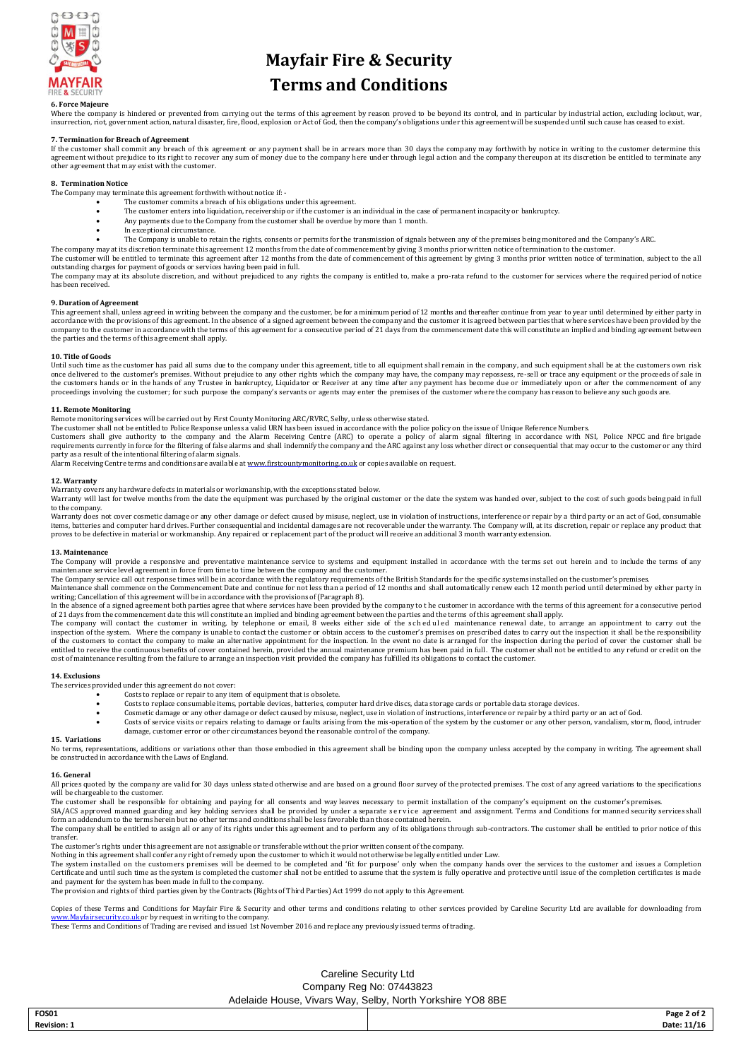# Mayfair Fire & Security
# Terms and Conditions

### 6. Force Majeure

Where the company is hindered or prevented from carrying out the terms of this agreement by reason proved to be beyond its control, and in particular by industrial action, excluding lockout, war, insurrection, riot, government action, natural disaster, fire, flood, explosion or Act of God, then the company's obligations under this agreement will be suspended until such cause has ceased to exist.

### 7. Termination for Breach of Agreement

If the customer shall commit any breach of this agreement or any payment shall be in arrears more than 30 days the company may forthwith by notice in writing to the customer determine this agreement without prejudice to its right to recover any sum of money due to the company here under through legal action and the company thereupon at its discretion be entitled to terminate any other agreement that may exist with the customer.

### 8. Termination Notice

The Company may terminate this agreement forthwith without notice if: -

- The customer commits a breach of his obligations under this agreement.
- The customer enters into liquidation, receivership or if the customer is an individual in the case of permanent incapacity or bankruptcy.
- Any payments due to the Company from the customer shall be overdue by more than 1 month.
- In exceptional circumstance.
- The Company is unable to retain the rights, consents or permits for the transmission of signals between any of the premises being monitored and the Company's ARC.

The company may at its discretion terminate this agreement 12 months from the date of commencement by giving 3 months prior written notice of termination to the customer.
The customer will be entitled to terminate this agreement after 12 months from the date of commencement of this agreement by giving 3 months prior written notice of termination, subject to the all outstanding charges for payment of goods or services having been paid in full.
The company may at its absolute discretion, and without prejudiced to any rights the company is entitled to, make a pro-rata refund to the customer for services where the required period of notice has been received.

### 9. Duration of Agreement

This agreement shall, unless agreed in writing between the company and the customer, be for a minimum period of 12 months and thereafter continue from year to year until determined by either party in accordance with the provisions of this agreement. In the absence of a signed agreement between the company and the customer it is agreed between parties that where services have been provided by the company to the customer in accordance with the terms of this agreement for a consecutive period of 21 days from the commencement date this will constitute an implied and binding agreement between the parties and the terms of this agreement shall apply.

### 10. Title of Goods

Until such time as the customer has paid all sums due to the company under this agreement, title to all equipment shall remain in the company, and such equipment shall be at the customers own risk once delivered to the customer's premises. Without prejudice to any other rights which the company may have, the company may repossess, re-sell or trace any equipment or the proceeds of sale in the customers hands or in the hands of any Trustee in bankruptcy, Liquidator or Receiver at any time after any payment has become due or immediately upon or after the commencement of any proceedings involving the customer; for such purpose the company's servants or agents may enter the premises of the customer where the company has reason to believe any such goods are.

### 11. Remote Monitoring

Remote monitoring services will be carried out by First County Monitoring ARC/RVRC, Selby, unless otherwise stated.
The customer shall not be entitled to Police Response unless a valid URN has been issued in accordance with the police policy on the issue of Unique Reference Numbers.
Customers shall give authority to the company and the Alarm Receiving Centre (ARC) to operate a policy of alarm signal filtering in accordance with NSI, Police NPCC and fire brigade requirements currently in force for the filtering of false alarms and shall indemnify the company and the ARC against any loss whether direct or consequential that may occur to the customer or any third party as a result of the intentional filtering of alarm signals.
Alarm Receiving Centre terms and conditions are available at www.firstcountymonitoring.co.uk or copies available on request.

### 12. Warranty

Warranty covers any hardware defects in materials or workmanship, with the exceptions stated below.
Warranty will last for twelve months from the date the equipment was purchased by the original customer or the date the system was handed over, subject to the cost of such goods being paid in full to the company.
Warranty does not cover cosmetic damage or any other damage or defect caused by misuse, neglect, use in violation of instructions, interference or repair by a third party or an act of God, consumable items, batteries and computer hard drives. Further consequential and incidental damages are not recoverable under the warranty. The Company will, at its discretion, repair or replace any product that proves to be defective in material or workmanship. Any repaired or replacement part of the product will receive an additional 3 month warranty extension.

### 13. Maintenance

The Company will provide a responsive and preventative maintenance service to systems and equipment installed in accordance with the terms set out herein and to include the terms of any maintenance service level agreement in force from time to time between the company and the customer.
The Company service call out response times will be in accordance with the regulatory requirements of the British Standards for the specific systems installed on the customer's premises.
Maintenance shall commence on the Commencement Date and continue for not less than a period of 12 months and shall automatically renew each 12 month period until determined by either party in writing; Cancellation of this agreement will be in accordance with the provisions of (Paragraph 8).
In the absence of a signed agreement both parties agree that where services have been provided by the company to the customer in accordance with the terms of this agreement for a consecutive period of 21 days from the commencement date this will constitute an implied and binding agreement between the parties and the terms of this agreement shall apply.
The company will contact the customer in writing, by telephone or email, 8 weeks either side of the scheduled maintenance renewal date, to arrange an appointment to carry out the inspection of the system. Where the company is unable to contact the customer or obtain access to the customer's premises on prescribed dates to carry out the inspection it shall be the responsibility of the customers to contact the company to make an alternative appointment for the inspection. In the event no date is arranged for the inspection during the period of cover the customer shall be entitled to receive the continuous benefits of cover contained herein, provided the annual maintenance premium has been paid in full. The customer shall not be entitled to any refund or credit on the cost of maintenance resulting from the failure to arrange an inspection visit provided the company has fulfilled its obligations to contact the customer.

### 14. Exclusions

The services provided under this agreement do not cover:

- Costs to replace or repair to any item of equipment that is obsolete.
- Costs to replace consumable items, portable devices, batteries, computer hard drive discs, data storage cards or portable data storage devices.
- Cosmetic damage or any other damage or defect caused by misuse, neglect, use in violation of instructions, interference or repair by a third party or an act of God.
- Costs of service visits or repairs relating to damage or faults arising from the mis-operation of the system by the customer or any other person, vandalism, storm, flood, intruder damage, customer error or other circumstances beyond the reasonable control of the company.

### 15. Variations

No terms, representations, additions or variations other than those embodied in this agreement shall be binding upon the company unless accepted by the company in writing. The agreement shall be constructed in accordance with the Laws of England.

### 16. General

All prices quoted by the company are valid for 30 days unless stated otherwise and are based on a ground floor survey of the protected premises. The cost of any agreed variations to the specifications will be chargeable to the customer.
The customer shall be responsible for obtaining and paying for all consents and way leaves necessary to permit installation of the company's equipment on the customer's premises.
SIA/ACS approved manned guarding and key holding services shall be provided by under a separate service agreement and assignment. Terms and Conditions for manned security services shall form an addendum to the terms herein but no other terms and conditions shall be less favorable than those contained herein.
The company shall be entitled to assign all or any of its rights under this agreement and to perform any of its obligations through sub-contractors. The customer shall be entitled to prior notice of this transfer.
The customer's rights under this agreement are not assignable or transferable without the prior written consent of the company.
Nothing in this agreement shall confer any right of remedy upon the customer to which it would not otherwise be legally entitled under Law.
The system installed on the customers premises will be deemed to be completed and 'fit for purpose' only when the company hands over the services to the customer and issues a Completion Certificate and until such time as the system is completed the customer shall not be entitled to assume that the system is fully operative and protective until issue of the completion certificates is made and payment for the system has been made in full to the company.
The provision and rights of third parties given by the Contracts (Rights of Third Parties) Act 1999 do not apply to this Agreement.

Copies of these Terms and Conditions for Mayfair Fire & Security and other terms and conditions relating to other services provided by Careline Security Ltd are available for downloading from www.Mayfairsecurity.co.uk or by request in writing to the company.
These Terms and Conditions of Trading are revised and issued 1st November 2016 and replace any previously issued terms of trading.

Careline Security Ltd
Company Reg No: 07443823
Adelaide House, Vivars Way, Selby, North Yorkshire YO8 8BE

| | |
|---|---|
| **FOS01** | |
| **Revision: 1** | **Date: 11/16** |